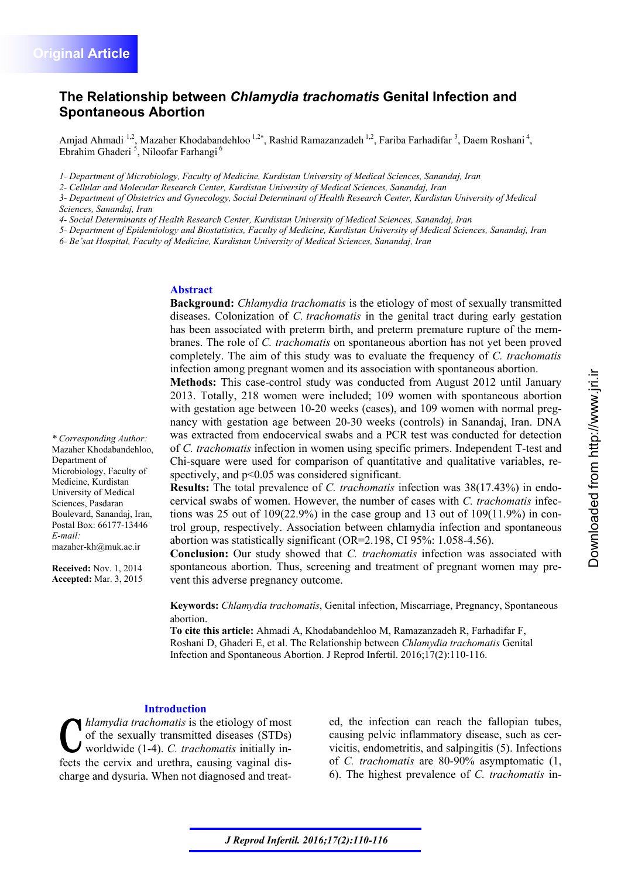Original Article

# The Relationship between *Chlamydia trachomatis* Genital Infection and Spontaneous Abortion

Amjad Ahmadi [1,2], Mazaher Khodabandehloo [1,2*], Rashid Ramazanzadeh [1,2], Fariba Farhadifar [3], Daem Roshani [4], Ebrahim Ghaderi [5], Niloofar Farhangi [6]

*1- Department of Microbiology, Faculty of Medicine, Kurdistan University of Medical Sciences, Sanandaj, Iran*
*2- Cellular and Molecular Research Center, Kurdistan University of Medical Sciences, Sanandaj, Iran*
*3- Department of Obstetrics and Gynecology, Social Determinant of Health Research Center, Kurdistan University of Medical Sciences, Sanandaj, Iran*
*4- Social Determinants of Health Research Center, Kurdistan University of Medical Sciences, Sanandaj, Iran*
*5- Department of Epidemiology and Biostatistics, Faculty of Medicine, Kurdistan University of Medical Sciences, Sanandaj, Iran*
*6- Be'sat Hospital, Faculty of Medicine, Kurdistan University of Medical Sciences, Sanandaj, Iran*

## Abstract

**Background:** *Chlamydia trachomatis* is the etiology of most of sexually transmitted diseases. Colonization of *C. trachomatis* in the genital tract during early gestation has been associated with preterm birth, and preterm premature rupture of the membranes. The role of *C. trachomatis* on spontaneous abortion has not yet been proved completely. The aim of this study was to evaluate the frequency of *C. trachomatis* infection among pregnant women and its association with spontaneous abortion.

**Methods:** This case-control study was conducted from August 2012 until January 2013. Totally, 218 women were included; 109 women with spontaneous abortion with gestation age between 10-20 weeks (cases), and 109 women with normal pregnancy with gestation age between 20-30 weeks (controls) in Sanandaj, Iran. DNA was extracted from endocervical swabs and a PCR test was conducted for detection of *C. trachomatis* infection in women using specific primers. Independent T-test and Chi-square were used for comparison of quantitative and qualitative variables, respectively, and $p<0.05$ was considered significant.

**Results:** The total prevalence of *C. trachomatis* infection was 38(17.43%) in endocervical swabs of women. However, the number of cases with *C. trachomatis* infections was 25 out of 109(22.9%) in the case group and 13 out of 109(11.9%) in control group, respectively. Association between chlamydia infection and spontaneous abortion was statistically significant (OR=2.198, CI 95%: 1.058-4.56).

**Conclusion:** Our study showed that *C. trachomatis* infection was associated with spontaneous abortion. Thus, screening and treatment of pregnant women may prevent this adverse pregnancy outcome.

**Keywords:** *Chlamydia trachomatis*, Genital infection, Miscarriage, Pregnancy, Spontaneous abortion.

**To cite this article:** Ahmadi A, Khodabandehloo M, Ramazanzadeh R, Farhadifar F, Roshani D, Ghaderi E, et al. The Relationship between *Chlamydia trachomatis* Genital Infection and Spontaneous Abortion. J Reprod Infertil. 2016;17(2):110-116.

*\* Corresponding Author:* Mazaher Khodabandehloo, Department of Microbiology, Faculty of Medicine, Kurdistan University of Medical Sciences, Pasdaran Boulevard, Sanandaj, Iran, Postal Box: 66177-13446
*E-mail:* mazaher-kh@muk.ac.ir

**Received:** Nov. 1, 2014
**Accepted:** Mar. 3, 2015

## Introduction

*Chlamydia trachomatis* is the etiology of most of the sexually transmitted diseases (STDs) worldwide (1-4). *C. trachomatis* initially infects the cervix and urethra, causing vaginal discharge and dysuria. When not diagnosed and treated, the infection can reach the fallopian tubes, causing pelvic inflammatory disease, such as cervicitis, endometritis, and salpingitis (5). Infections of *C. trachomatis* are 80-90% asymptomatic (1, 6). The highest prevalence of *C. trachomatis* in-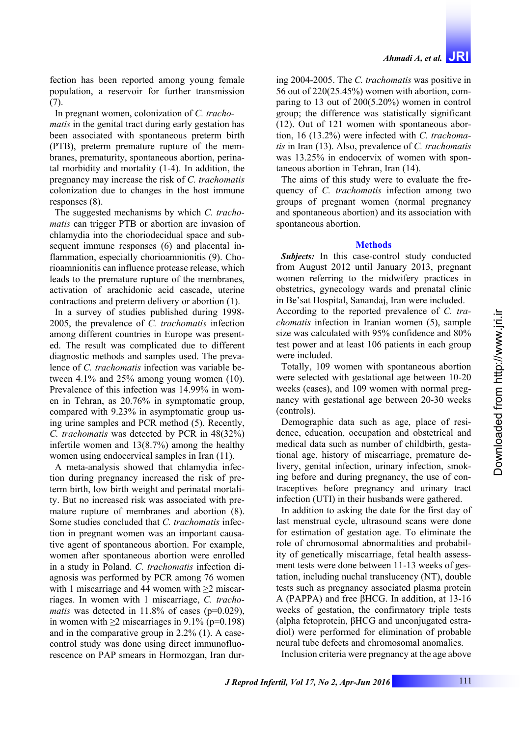fection has been reported among young female population, a reservoir for further transmission (7).

In pregnant women, colonization of *C. trachomatis* in the genital tract during early gestation has been associated with spontaneous preterm birth (PTB), preterm premature rupture of the membranes, prematurity, spontaneous abortion, perinatal morbidity and mortality (1-4). In addition, the pregnancy may increase the risk of *C. trachomatis* colonization due to changes in the host immune responses (8).

The suggested mechanisms by which *C. trachomatis* can trigger PTB or abortion are invasion of chlamydia into the choriodecidual space and subsequent immune responses (6) and placental inflammation, especially chorioamnionitis (9). Chorioamnionitis can influence protease release, which leads to the premature rupture of the membranes, activation of arachidonic acid cascade, uterine contractions and preterm delivery or abortion (1).

In a survey of studies published during 1998-2005, the prevalence of *C. trachomatis* infection among different countries in Europe was presented. The result was complicated due to different diagnostic methods and samples used. The prevalence of *C. trachomatis* infection was variable between 4.1% and 25% among young women (10). Prevalence of this infection was 14.99% in women in Tehran, as 20.76% in symptomatic group, compared with 9.23% in asymptomatic group using urine samples and PCR method (5). Recently, *C. trachomatis* was detected by PCR in 48(32%) infertile women and 13(8.7%) among the healthy women using endocervical samples in Iran (11).

A meta-analysis showed that chlamydia infection during pregnancy increased the risk of preterm birth, low birth weight and perinatal mortality. But no increased risk was associated with premature rupture of membranes and abortion (8). Some studies concluded that *C. trachomatis* infection in pregnant women was an important causative agent of spontaneous abortion. For example, women after spontaneous abortion were enrolled in a study in Poland. *C. trachomatis* infection diagnosis was performed by PCR among 76 women with 1 miscarriage and 44 women with ≥2 miscarriages. In women with 1 miscarriage, *C. trachomatis* was detected in 11.8% of cases ($p=0.029$), in women with ≥2 miscarriages in 9.1% ($p=0.198$) and in the comparative group in 2.2% (1). A case-control study was done using direct immunofluorescence on PAP smears in Hormozgan, Iran during 2004-2005. The *C. trachomatis* was positive in 56 out of 220(25.45%) women with abortion, comparing to 13 out of 200(5.20%) women in control group; the difference was statistically significant (12). Out of 121 women with spontaneous abortion, 16 (13.2%) were infected with *C. trachomatis* in Iran (13). Also, prevalence of *C. trachomatis* was 13.25% in endocervix of women with spontaneous abortion in Tehran, Iran (14).

The aims of this study were to evaluate the frequency of *C. trachomatis* infection among two groups of pregnant women (normal pregnancy and spontaneous abortion) and its association with spontaneous abortion.

## Methods

***Subjects:*** In this case-control study conducted from August 2012 until January 2013, pregnant women referring to the midwifery practices in obstetrics, gynecology wards and prenatal clinic in Be'sat Hospital, Sanandaj, Iran were included. According to the reported prevalence of *C. trachomatis* infection in Iranian women (5), sample size was calculated with 95% confidence and 80% test power and at least 106 patients in each group were included.

Totally, 109 women with spontaneous abortion were selected with gestational age between 10-20 weeks (cases), and 109 women with normal pregnancy with gestational age between 20-30 weeks (controls).

Demographic data such as age, place of residence, education, occupation and obstetrical and medical data such as number of childbirth, gestational age, history of miscarriage, premature delivery, genital infection, urinary infection, smoking before and during pregnancy, the use of contraceptives before pregnancy and urinary tract infection (UTI) in their husbands were gathered.

In addition to asking the date for the first day of last menstrual cycle, ultrasound scans were done for estimation of gestation age. To eliminate the role of chromosomal abnormalities and probability of genetically miscarriage, fetal health assessment tests were done between 11-13 weeks of gestation, including nuchal translucency (NT), double tests such as pregnancy associated plasma protein A (PAPPA) and free βHCG. In addition, at 13-16 weeks of gestation, the confirmatory triple tests (alpha fetoprotein, βHCG and unconjugated estradiol) were performed for elimination of probable neural tube defects and chromosomal anomalies.

Inclusion criteria were pregnancy at the age above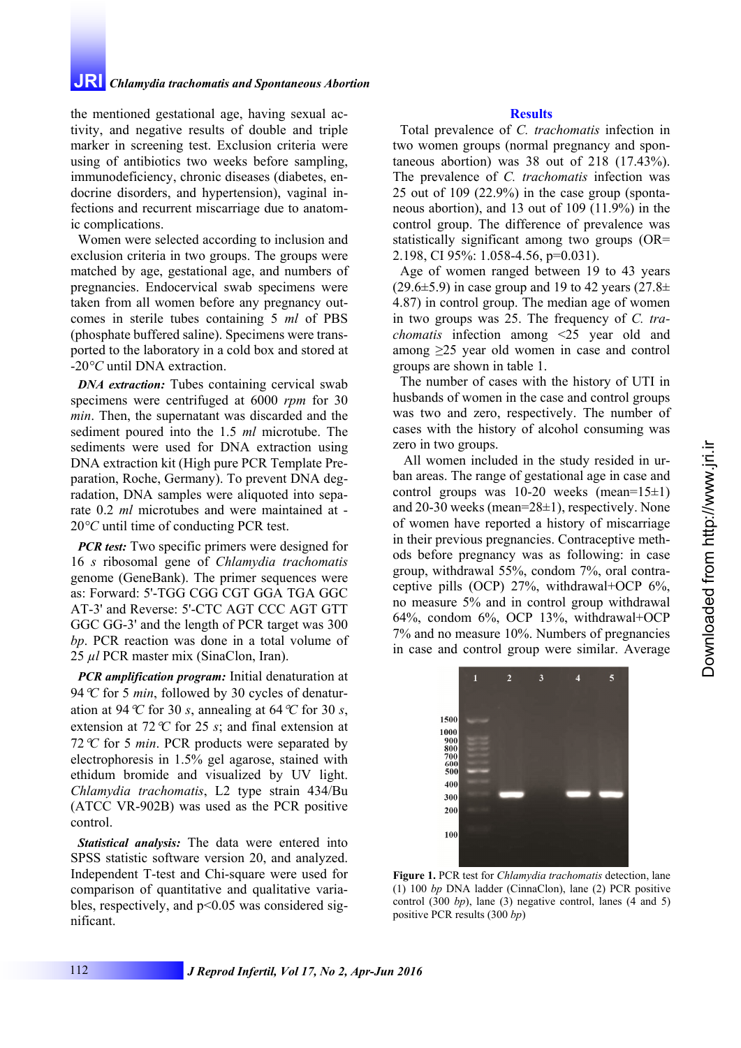the mentioned gestational age, having sexual activity, and negative results of double and triple marker in screening test. Exclusion criteria were using of antibiotics two weeks before sampling, immunodeficiency, chronic diseases (diabetes, endocrine disorders, and hypertension), vaginal infections and recurrent miscarriage due to anatomic complications.

Women were selected according to inclusion and exclusion criteria in two groups. The groups were matched by age, gestational age, and numbers of pregnancies. Endocervical swab specimens were taken from all women before any pregnancy outcomes in sterile tubes containing 5 *ml* of PBS (phosphate buffered saline). Specimens were transported to the laboratory in a cold box and stored at -20*°C* until DNA extraction.

***DNA extraction:*** Tubes containing cervical swab specimens were centrifuged at 6000 *rpm* for 30 *min*. Then, the supernatant was discarded and the sediment poured into the 1.5 *ml* microtube. The sediments were used for DNA extraction using DNA extraction kit (High pure PCR Template Preparation, Roche, Germany). To prevent DNA degradation, DNA samples were aliquoted into separate 0.2 *ml* microtubes and were maintained at -20*°C* until time of conducting PCR test.

***PCR test:*** Two specific primers were designed for 16 *s* ribosomal gene of *Chlamydia trachomatis* genome (GeneBank). The primer sequences were as: Forward: 5'-TGG CGG CGT GGA TGA GGC AT-3' and Reverse: 5'-CTC AGT CCC AGT GTT GGC GG-3' and the length of PCR target was 300 *bp*. PCR reaction was done in a total volume of 25 *µl* PCR master mix (SinaClon, Iran).

***PCR amplification program:*** Initial denaturation at 94*°C* for 5 *min*, followed by 30 cycles of denaturation at 94*°C* for 30 *s*, annealing at 64*°C* for 30 *s*, extension at 72*°C* for 25 *s*; and final extension at 72*°C* for 5 *min*. PCR products were separated by electrophoresis in 1.5% gel agarose, stained with ethidum bromide and visualized by UV light. *Chlamydia trachomatis*, L2 type strain 434/Bu (ATCC VR-902B) was used as the PCR positive control.

***Statistical analysis:*** The data were entered into SPSS statistic software version 20, and analyzed. Independent T-test and Chi-square were used for comparison of quantitative and qualitative variables, respectively, and $p<0.05$ was considered significant.

## Results

Total prevalence of *C. trachomatis* infection in two women groups (normal pregnancy and spontaneous abortion) was 38 out of 218 (17.43%). The prevalence of *C. trachomatis* infection was 25 out of 109 (22.9%) in the case group (spontaneous abortion), and 13 out of 109 (11.9%) in the control group. The difference of prevalence was statistically significant among two groups (OR= 2.198, CI 95%: 1.058-4.56, p=0.031).

Age of women ranged between 19 to 43 years (29.6±5.9) in case group and 19 to 42 years (27.8± 4.87) in control group. The median age of women in two groups was 25. The frequency of *C. trachomatis* infection among <25 year old and among ≥25 year old women in case and control groups are shown in table 1.

The number of cases with the history of UTI in husbands of women in the case and control groups was two and zero, respectively. The number of cases with the history of alcohol consuming was zero in two groups.

All women included in the study resided in urban areas. The range of gestational age in case and control groups was 10-20 weeks (mean=15±1) and 20-30 weeks (mean=28±1), respectively. None of women have reported a history of miscarriage in their previous pregnancies. Contraceptive methods before pregnancy was as following: in case group, withdrawal 55%, condom 7%, oral contraceptive pills (OCP) 27%, withdrawal+OCP 6%, no measure 5% and in control group withdrawal 64%, condom 6%, OCP 13%, withdrawal+OCP 7% and no measure 10%. Numbers of pregnancies in case and control group were similar. Average

**Figure 1.** PCR test for *Chlamydia trachomatis* detection, lane (1) 100 *bp* DNA ladder (CinnaClon), lane (2) PCR positive control (300 *bp*), lane (3) negative control, lanes (4 and 5) positive PCR results (300 *bp*)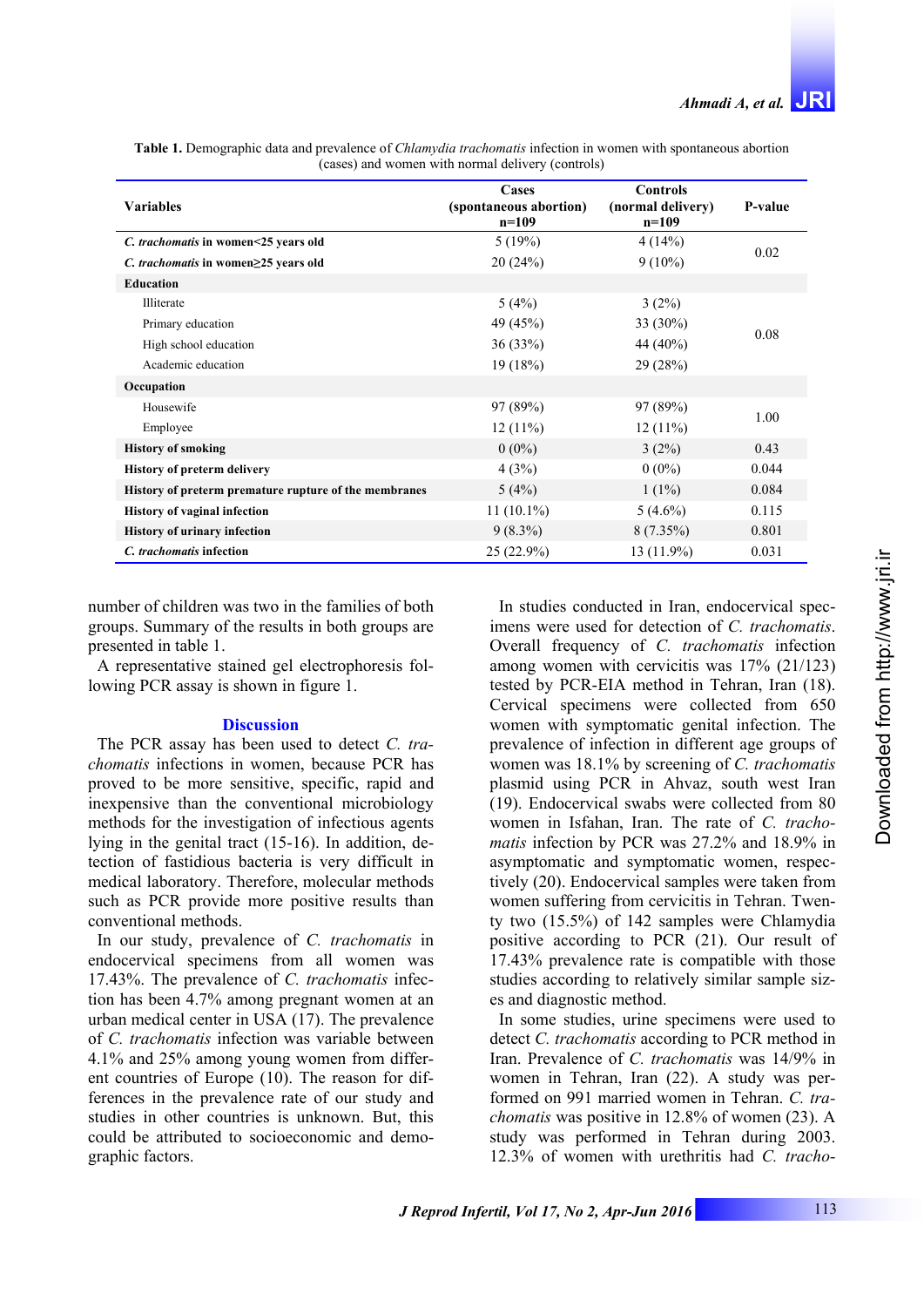**Table 1.** Demographic data and prevalence of *Chlamydia trachomatis* infection in women with spontaneous abortion (cases) and women with normal delivery (controls)

| Variables | Cases (spontaneous abortion) n=109 | Controls (normal delivery) n=109 | P-value |
|---|---|---|---|
| ***C. trachomatis* in women<25 years old** | 5 (19%) | 4 (14%) | 0.02 |
| ***C. trachomatis* in women≥25 years old** | 20 (24%) | 9 (10%) | |
| **Education** | | | |
| Illiterate | 5 (4%) | 3 (2%) | 0.08 |
| Primary education | 49 (45%) | 33 (30%) | |
| High school education | 36 (33%) | 44 (40%) | |
| Academic education | 19 (18%) | 29 (28%) | |
| **Occupation** | | | |
| Housewife | 97 (89%) | 97 (89%) | 1.00 |
| Employee | 12 (11%) | 12 (11%) | |
| **History of smoking** | 0 (0%) | 3 (2%) | 0.43 |
| **History of preterm delivery** | 4 (3%) | 0 (0%) | 0.044 |
| **History of preterm premature rupture of the membranes** | 5 (4%) | 1 (1%) | 0.084 |
| **History of vaginal infection** | 11 (10.1%) | 5 (4.6%) | 0.115 |
| **History of urinary infection** | 9 (8.3%) | 8 (7.35%) | 0.801 |
| ***C. trachomatis* infection** | 25 (22.9%) | 13 (11.9%) | 0.031 |

number of children was two in the families of both groups. Summary of the results in both groups are presented in table 1.

A representative stained gel electrophoresis following PCR assay is shown in figure 1.

## Discussion

The PCR assay has been used to detect *C. trachomatis* infections in women, because PCR has proved to be more sensitive, specific, rapid and inexpensive than the conventional microbiology methods for the investigation of infectious agents lying in the genital tract (15-16). In addition, detection of fastidious bacteria is very difficult in medical laboratory. Therefore, molecular methods such as PCR provide more positive results than conventional methods.

In our study, prevalence of *C. trachomatis* in endocervical specimens from all women was 17.43%. The prevalence of *C. trachomatis* infection has been 4.7% among pregnant women at an urban medical center in USA (17). The prevalence of *C. trachomatis* infection was variable between 4.1% and 25% among young women from different countries of Europe (10). The reason for differences in the prevalence rate of our study and studies in other countries is unknown. But, this could be attributed to socioeconomic and demographic factors.

In studies conducted in Iran, endocervical specimens were used for detection of *C. trachomatis*. Overall frequency of *C. trachomatis* infection among women with cervicitis was 17% (21/123) tested by PCR-EIA method in Tehran, Iran (18). Cervical specimens were collected from 650 women with symptomatic genital infection. The prevalence of infection in different age groups of women was 18.1% by screening of *C. trachomatis* plasmid using PCR in Ahvaz, south west Iran (19). Endocervical swabs were collected from 80 women in Isfahan, Iran. The rate of *C. trachomatis* infection by PCR was 27.2% and 18.9% in asymptomatic and symptomatic women, respectively (20). Endocervical samples were taken from women suffering from cervicitis in Tehran. Twenty two (15.5%) of 142 samples were Chlamydia positive according to PCR (21). Our result of 17.43% prevalence rate is compatible with those studies according to relatively similar sample sizes and diagnostic method.

In some studies, urine specimens were used to detect *C. trachomatis* according to PCR method in Iran. Prevalence of *C. trachomatis* was 14/9% in women in Tehran, Iran (22). A study was performed on 991 married women in Tehran. *C. trachomatis* was positive in 12.8% of women (23). A study was performed in Tehran during 2003. 12.3% of women with urethritis had *C. tracho-*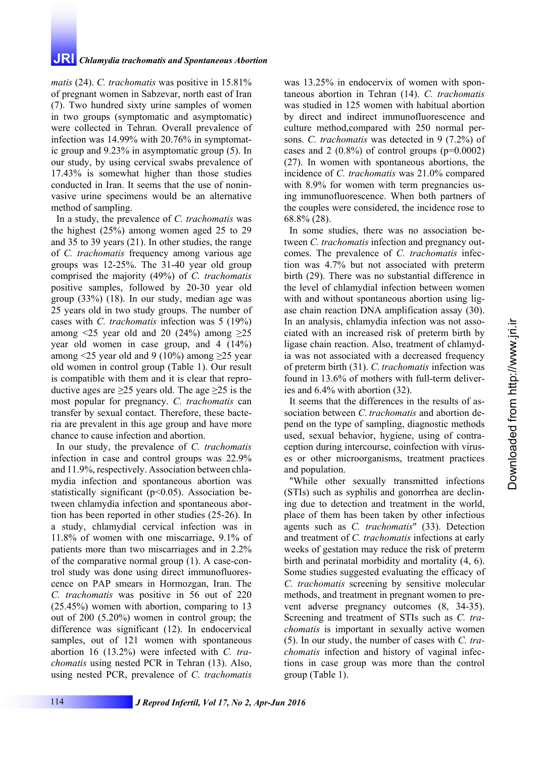*matis* (24). *C. trachomatis* was positive in 15.81% of pregnant women in Sabzevar, north east of Iran (7). Two hundred sixty urine samples of women in two groups (symptomatic and asymptomatic) were collected in Tehran. Overall prevalence of infection was 14.99% with 20.76% in symptomatic group and 9.23% in asymptomatic group (5). In our study, by using cervical swabs prevalence of 17.43% is somewhat higher than those studies conducted in Iran. It seems that the use of noninvasive urine specimens would be an alternative method of sampling.

In a study, the prevalence of *C. trachomatis* was the highest (25%) among women aged 25 to 29 and 35 to 39 years (21). In other studies, the range of *C. trachomatis* frequency among various age groups was 12-25%. The 31-40 year old group comprised the majority (49%) of *C. trachomatis* positive samples, followed by 20-30 year old group (33%) (18). In our study, median age was 25 years old in two study groups. The number of cases with *C. trachomatis* infection was 5 (19%) among <25 year old and 20 (24%) among ≥25 year old women in case group, and 4 (14%) among <25 year old and 9 (10%) among ≥25 year old women in control group (Table 1). Our result is compatible with them and it is clear that reproductive ages are ≥25 years old. The age ≥25 is the most popular for pregnancy. *C. trachomatis* can transfer by sexual contact. Therefore, these bacteria are prevalent in this age group and have more chance to cause infection and abortion.

In our study, the prevalence of *C. trachomatis* infection in case and control groups was 22.9% and 11.9%, respectively. Association between chlamydia infection and spontaneous abortion was statistically significant ($p<0.05$). Association between chlamydia infection and spontaneous abortion has been reported in other studies (25-26). In a study, chlamydial cervical infection was in 11.8% of women with one miscarriage, 9.1% of patients more than two miscarriages and in 2.2% of the comparative normal group (1). A case-control study was done using direct immunofluorescence on PAP smears in Hormozgan, Iran. The *C. trachomatis* was positive in 56 out of 220 (25.45%) women with abortion, comparing to 13 out of 200 (5.20%) women in control group; the difference was significant (12). In endocervical samples, out of 121 women with spontaneous abortion 16 (13.2%) were infected with *C. trachomatis* using nested PCR in Tehran (13). Also, using nested PCR, prevalence of *C. trachomatis* was 13.25% in endocervix of women with spontaneous abortion in Tehran (14). *C. trachomatis* was studied in 125 women with habitual abortion by direct and indirect immunofluorescence and culture method,compared with 250 normal persons. *C. trachomatis* was detected in 9 (7.2%) of cases and 2 (0.8%) of control groups ($p=0.0002$) (27). In women with spontaneous abortions, the incidence of *C. trachomatis* was 21.0% compared with 8.9% for women with term pregnancies using immunofluorescence. When both partners of the couples were considered, the incidence rose to 68.8% (28).

In some studies, there was no association between *C. trachomatis* infection and pregnancy outcomes. The prevalence of *C. trachomatis* infection was 4.7% but not associated with preterm birth (29). There was no substantial difference in the level of chlamydial infection between women with and without spontaneous abortion using ligase chain reaction DNA amplification assay (30). In an analysis, chlamydia infection was not associated with an increased risk of preterm birth by ligase chain reaction. Also, treatment of chlamydia was not associated with a decreased frequency of preterm birth (31). *C. trachomatis* infection was found in 13.6% of mothers with full-term deliveries and 6.4% with abortion (32).

It seems that the differences in the results of association between *C. trachomatis* and abortion depend on the type of sampling, diagnostic methods used, sexual behavior, hygiene, using of contraception during intercourse, coinfection with viruses or other microorganisms, treatment practices and population.

"While other sexually transmitted infections (STIs) such as syphilis and gonorrhea are declining due to detection and treatment in the world, place of them has been taken by other infectious agents such as *C. trachomatis*" (33). Detection and treatment of *C. trachomatis* infections at early weeks of gestation may reduce the risk of preterm birth and perinatal morbidity and mortality (4, 6). Some studies suggested evaluating the efficacy of *C. trachomatis* screening by sensitive molecular methods, and treatment in pregnant women to prevent adverse pregnancy outcomes (8, 34-35). Screening and treatment of STIs such as *C. trachomatis* is important in sexually active women (5). In our study, the number of cases with *C. trachomatis* infection and history of vaginal infections in case group was more than the control group (Table 1).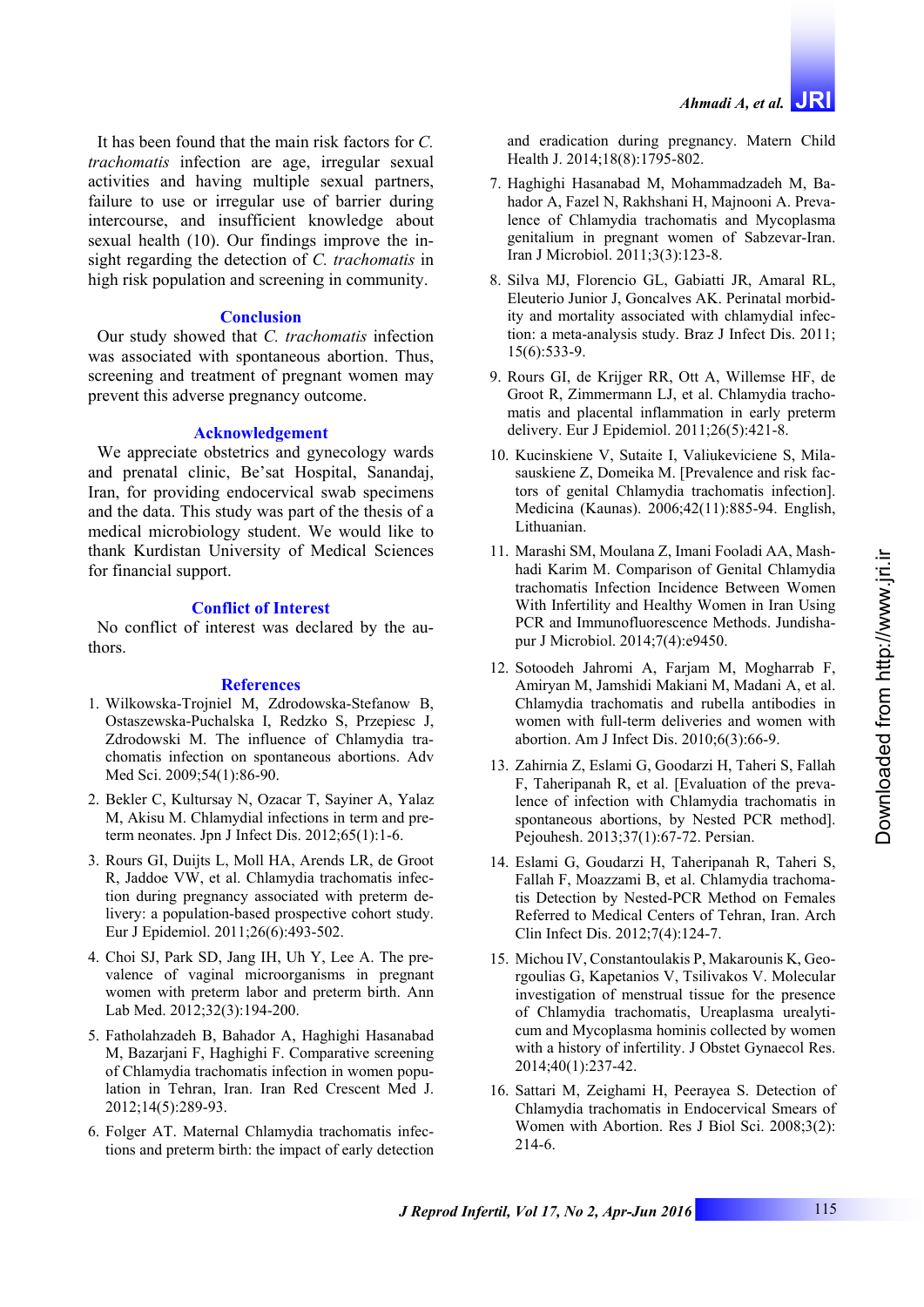It has been found that the main risk factors for *C. trachomatis* infection are age, irregular sexual activities and having multiple sexual partners, failure to use or irregular use of barrier during intercourse, and insufficient knowledge about sexual health (10). Our findings improve the insight regarding the detection of *C. trachomatis* in high risk population and screening in community.

## Conclusion

Our study showed that *C. trachomatis* infection was associated with spontaneous abortion. Thus, screening and treatment of pregnant women may prevent this adverse pregnancy outcome.

## Acknowledgement

We appreciate obstetrics and gynecology wards and prenatal clinic, Be'sat Hospital, Sanandaj, Iran, for providing endocervical swab specimens and the data. This study was part of the thesis of a medical microbiology student. We would like to thank Kurdistan University of Medical Sciences for financial support.

## Conflict of Interest

No conflict of interest was declared by the authors.

## References

1. Wilkowska-Trojniel M, Zdrodowska-Stefanow B, Ostaszewska-Puchalska I, Redzko S, Przepiesc J, Zdrodowski M. The influence of Chlamydia trachomatis infection on spontaneous abortions. Adv Med Sci. 2009;54(1):86-90.
2. Bekler C, Kultursay N, Ozacar T, Sayiner A, Yalaz M, Akisu M. Chlamydial infections in term and preterm neonates. Jpn J Infect Dis. 2012;65(1):1-6.
3. Rours GI, Duijts L, Moll HA, Arends LR, de Groot R, Jaddoe VW, et al. Chlamydia trachomatis infection during pregnancy associated with preterm delivery: a population-based prospective cohort study. Eur J Epidemiol. 2011;26(6):493-502.
4. Choi SJ, Park SD, Jang IH, Uh Y, Lee A. The prevalence of vaginal microorganisms in pregnant women with preterm labor and preterm birth. Ann Lab Med. 2012;32(3):194-200.
5. Fatholahzadeh B, Bahador A, Haghighi Hasanabad M, Bazarjani F, Haghighi F. Comparative screening of Chlamydia trachomatis infection in women population in Tehran, Iran. Iran Red Crescent Med J. 2012;14(5):289-93.
6. Folger AT. Maternal Chlamydia trachomatis infections and preterm birth: the impact of early detection and eradication during pregnancy. Matern Child Health J. 2014;18(8):1795-802.
7. Haghighi Hasanabad M, Mohammadzadeh M, Bahador A, Fazel N, Rakhshani H, Majnooni A. Prevalence of Chlamydia trachomatis and Mycoplasma genitalium in pregnant women of Sabzevar-Iran. Iran J Microbiol. 2011;3(3):123-8.
8. Silva MJ, Florencio GL, Gabiatti JR, Amaral RL, Eleuterio Junior J, Goncalves AK. Perinatal morbidity and mortality associated with chlamydial infection: a meta-analysis study. Braz J Infect Dis. 2011;15(6):533-9.
9. Rours GI, de Krijger RR, Ott A, Willemse HF, de Groot R, Zimmermann LJ, et al. Chlamydia trachomatis and placental inflammation in early preterm delivery. Eur J Epidemiol. 2011;26(5):421-8.
10. Kucinskiene V, Sutaite I, Valiukeviciene S, Milasauskiene Z, Domeika M. [Prevalence and risk factors of genital Chlamydia trachomatis infection]. Medicina (Kaunas). 2006;42(11):885-94. English, Lithuanian.
11. Marashi SM, Moulana Z, Imani Fooladi AA, Mashhadi Karim M. Comparison of Genital Chlamydia trachomatis Infection Incidence Between Women With Infertility and Healthy Women in Iran Using PCR and Immunofluorescence Methods. Jundishapur J Microbiol. 2014;7(4):e9450.
12. Sotoodeh Jahromi A, Farjam M, Mogharrab F, Amiryan M, Jamshidi Makiani M, Madani A, et al. Chlamydia trachomatis and rubella antibodies in women with full-term deliveries and women with abortion. Am J Infect Dis. 2010;6(3):66-9.
13. Zahirnia Z, Eslami G, Goudarzi H, Taheri S, Fallah F, Taheripanah R, et al. [Evaluation of the prevalence of infection with Chlamydia trachomatis in spontaneous abortions, by Nested PCR method]. Pejouhesh. 2013;37(1):67-72. Persian.
14. Eslami G, Goudarzi H, Taheripanah R, Taheri S, Fallah F, Moazzami B, et al. Chlamydia trachomatis Detection by Nested-PCR Method on Females Referred to Medical Centers of Tehran, Iran. Arch Clin Infect Dis. 2012;7(4):124-7.
15. Michou IV, Constantoulakis P, Makarounis K, Georgoulias G, Kapetanios V, Tsilivakos V. Molecular investigation of menstrual tissue for the presence of Chlamydia trachomatis, Ureaplasma urealyticum and Mycoplasma hominis collected by women with a history of infertility. J Obstet Gynaecol Res. 2014;40(1):237-42.
16. Sattari M, Zeighami H, Peerayea S. Detection of Chlamydia trachomatis in Endocervical Smears of Women with Abortion. Res J Biol Sci. 2008;3(2):214-6.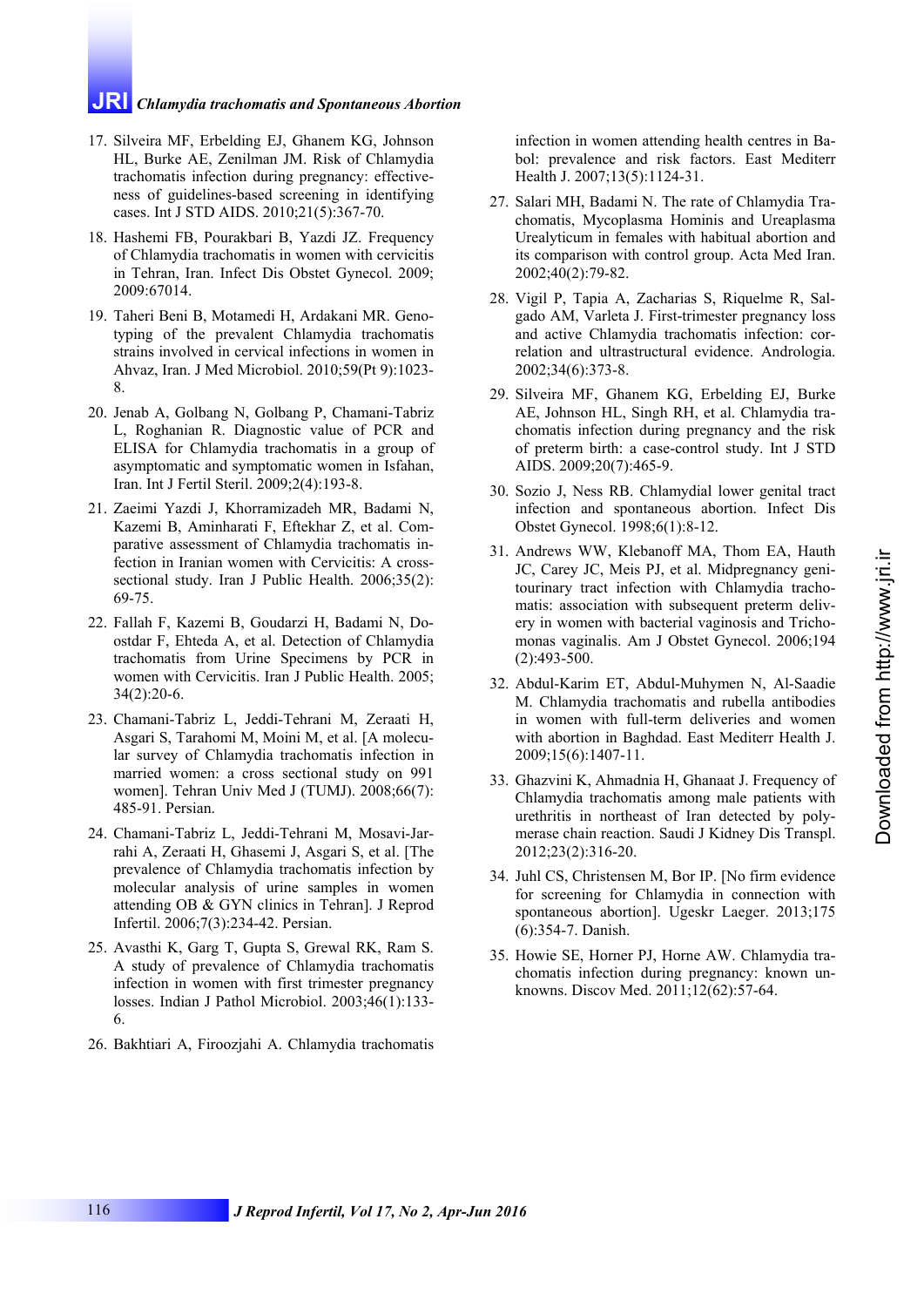17. Silveira MF, Erbelding EJ, Ghanem KG, Johnson HL, Burke AE, Zenilman JM. Risk of Chlamydia trachomatis infection during pregnancy: effectiveness of guidelines-based screening in identifying cases. Int J STD AIDS. 2010;21(5):367-70.
18. Hashemi FB, Pourakbari B, Yazdi JZ. Frequency of Chlamydia trachomatis in women with cervicitis in Tehran, Iran. Infect Dis Obstet Gynecol. 2009; 2009:67014.
19. Taheri Beni B, Motamedi H, Ardakani MR. Genotyping of the prevalent Chlamydia trachomatis strains involved in cervical infections in women in Ahvaz, Iran. J Med Microbiol. 2010;59(Pt 9):1023-8.
20. Jenab A, Golbang N, Golbang P, Chamani-Tabriz L, Roghanian R. Diagnostic value of PCR and ELISA for Chlamydia trachomatis in a group of asymptomatic and symptomatic women in Isfahan, Iran. Int J Fertil Steril. 2009;2(4):193-8.
21. Zaeimi Yazdi J, Khorramizadeh MR, Badami N, Kazemi B, Aminharati F, Eftekhar Z, et al. Comparative assessment of Chlamydia trachomatis infection in Iranian women with Cervicitis: A cross-sectional study. Iran J Public Health. 2006;35(2): 69-75.
22. Fallah F, Kazemi B, Goudarzi H, Badami N, Doostdar F, Ehteda A, et al. Detection of Chlamydia trachomatis from Urine Specimens by PCR in women with Cervicitis. Iran J Public Health. 2005; 34(2):20-6.
23. Chamani-Tabriz L, Jeddi-Tehrani M, Zeraati H, Asgari S, Tarahomi M, Moini M, et al. [A molecular survey of Chlamydia trachomatis infection in married women: a cross sectional study on 991 women]. Tehran Univ Med J (TUMJ). 2008;66(7): 485-91. Persian.
24. Chamani-Tabriz L, Jeddi-Tehrani M, Mosavi-Jarrahi A, Zeraati H, Ghasemi J, Asgari S, et al. [The prevalence of Chlamydia trachomatis infection by molecular analysis of urine samples in women attending OB & GYN clinics in Tehran]. J Reprod Infertil. 2006;7(3):234-42. Persian.
25. Avasthi K, Garg T, Gupta S, Grewal RK, Ram S. A study of prevalence of Chlamydia trachomatis infection in women with first trimester pregnancy losses. Indian J Pathol Microbiol. 2003;46(1):133-6.
26. Bakhtiari A, Firoozjahi A. Chlamydia trachomatis infection in women attending health centres in Babol: prevalence and risk factors. East Mediterr Health J. 2007;13(5):1124-31.
27. Salari MH, Badami N. The rate of Chlamydia Trachomatis, Mycoplasma Hominis and Ureaplasma Urealyticum in females with habitual abortion and its comparison with control group. Acta Med Iran. 2002;40(2):79-82.
28. Vigil P, Tapia A, Zacharias S, Riquelme R, Salgado AM, Varleta J. First-trimester pregnancy loss and active Chlamydia trachomatis infection: correlation and ultrastructural evidence. Andrologia. 2002;34(6):373-8.
29. Silveira MF, Ghanem KG, Erbelding EJ, Burke AE, Johnson HL, Singh RH, et al. Chlamydia trachomatis infection during pregnancy and the risk of preterm birth: a case-control study. Int J STD AIDS. 2009;20(7):465-9.
30. Sozio J, Ness RB. Chlamydial lower genital tract infection and spontaneous abortion. Infect Dis Obstet Gynecol. 1998;6(1):8-12.
31. Andrews WW, Klebanoff MA, Thom EA, Hauth JC, Carey JC, Meis PJ, et al. Midpregnancy genitourinary tract infection with Chlamydia trachomatis: association with subsequent preterm delivery in women with bacterial vaginosis and Trichomonas vaginalis. Am J Obstet Gynecol. 2006;194 (2):493-500.
32. Abdul-Karim ET, Abdul-Muhymen N, Al-Saadie M. Chlamydia trachomatis and rubella antibodies in women with full-term deliveries and women with abortion in Baghdad. East Mediterr Health J. 2009;15(6):1407-11.
33. Ghazvini K, Ahmadnia H, Ghanaat J. Frequency of Chlamydia trachomatis among male patients with urethritis in northeast of Iran detected by polymerase chain reaction. Saudi J Kidney Dis Transpl. 2012;23(2):316-20.
34. Juhl CS, Christensen M, Bor IP. [No firm evidence for screening for Chlamydia in connection with spontaneous abortion]. Ugeskr Laeger. 2013;175 (6):354-7. Danish.
35. Howie SE, Horner PJ, Horne AW. Chlamydia trachomatis infection during pregnancy: known unknowns. Discov Med. 2011;12(62):57-64.